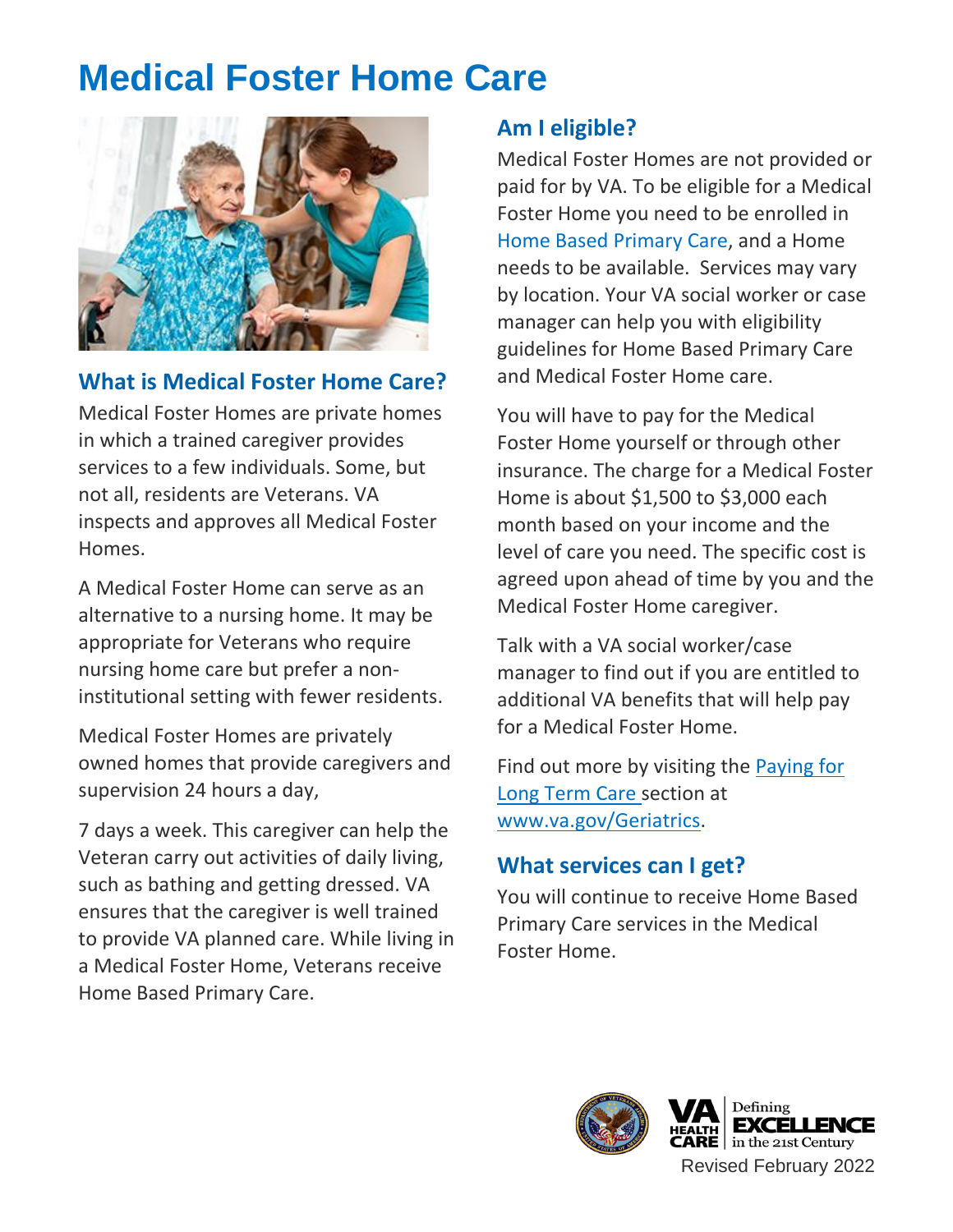# Medical Foster Home Care

## What is Medical Foster Home Care?

Medical Foster Homes are private homes in which a trained caregiver provides services to a few individuals. Some, but not all, residents are Veterans. VA inspects and approves all Medical Foster Homes.

A Medical Foster Home can serve as an alternative to a nursing home. It may be appropriate for Veterans who require nursing home care but prefer a non-institutional setting with fewer residents.

Medical Foster Homes are privately owned homes that provide caregivers and supervision 24 hours a day, 7 days a week. This caregiver can help the Veteran carry out activities of daily living, such as bathing and getting dressed. VA ensures that the caregiver is well trained to provide VA planned care. While living in a Medical Foster Home, Veterans receive Home Based Primary Care.

## Am I eligible?

Medical Foster Homes are not provided or paid for by VA. To be eligible for a Medical Foster Home you need to be enrolled in Home Based Primary Care, and a Home needs to be available. Services may vary by location. Your VA social worker or case manager can help you with eligibility guidelines for Home Based Primary Care and Medical Foster Home care.

You will have to pay for the Medical Foster Home yourself or through other insurance. The charge for a Medical Foster Home is about $1,500 to $3,000 each month based on your income and the level of care you need. The specific cost is agreed upon ahead of time by you and the Medical Foster Home caregiver.

Talk with a VA social worker/case manager to find out if you are entitled to additional VA benefits that will help pay for a Medical Foster Home.

Find out more by visiting the Paying for Long Term Care section at www.va.gov/Geriatrics.

## What services can I get?

You will continue to receive Home Based Primary Care services in the Medical Foster Home.

Revised February 2022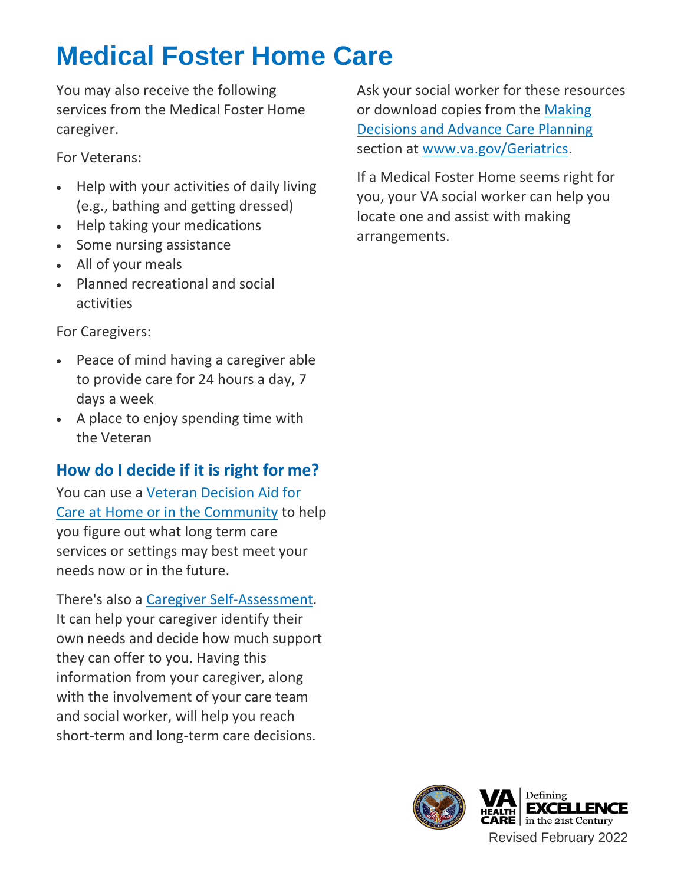# Medical Foster Home Care

You may also receive the following services from the Medical Foster Home caregiver.

For Veterans:

- Help with your activities of daily living (e.g., bathing and getting dressed)
- Help taking your medications
- Some nursing assistance
- All of your meals
- Planned recreational and social activities

For Caregivers:

- Peace of mind having a caregiver able to provide care for 24 hours a day, 7 days a week
- A place to enjoy spending time with the Veteran

## How do I decide if it is right for me?

You can use a Veteran Decision Aid for Care at Home or in the Community to help you figure out what long term care services or settings may best meet your needs now or in the future.

There's also a Caregiver Self-Assessment. It can help your caregiver identify their own needs and decide how much support they can offer to you. Having this information from your caregiver, along with the involvement of your care team and social worker, will help you reach short-term and long-term care decisions.

Ask your social worker for these resources or download copies from the Making Decisions and Advance Care Planning section at www.va.gov/Geriatrics.

If a Medical Foster Home seems right for you, your VA social worker can help you locate one and assist with making arrangements.

VA HEALTH CARE | Defining EXCELLENCE in the 21st Century

Revised February 2022